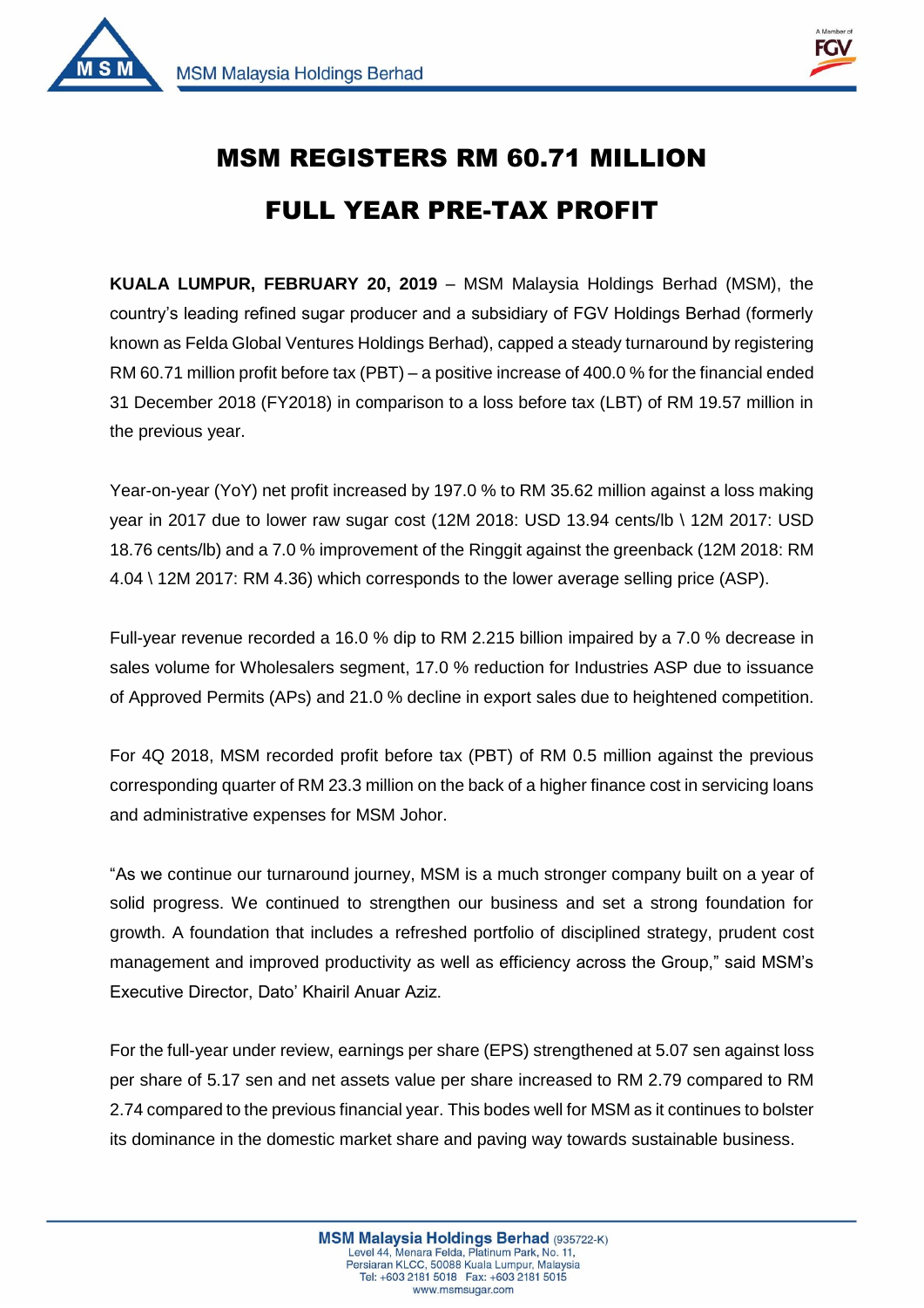# MSM REGISTERS RM 60.71 MILLION FULL YEAR PRE-TAX PROFIT

**KUALA LUMPUR, FEBRUARY 20, 2019** – MSM Malaysia Holdings Berhad (MSM), the country's leading refined sugar producer and a subsidiary of FGV Holdings Berhad (formerly known as Felda Global Ventures Holdings Berhad), capped a steady turnaround by registering RM 60.71 million profit before tax (PBT) – a positive increase of 400.0 % for the financial ended 31 December 2018 (FY2018) in comparison to a loss before tax (LBT) of RM 19.57 million in the previous year.

Year-on-year (YoY) net profit increased by 197.0 % to RM 35.62 million against a loss making year in 2017 due to lower raw sugar cost (12M 2018: USD 13.94 cents/lb \ 12M 2017: USD 18.76 cents/lb) and a 7.0 % improvement of the Ringgit against the greenback (12M 2018: RM 4.04 \ 12M 2017: RM 4.36) which corresponds to the lower average selling price (ASP).

Full-year revenue recorded a 16.0 % dip to RM 2.215 billion impaired by a 7.0 % decrease in sales volume for Wholesalers segment, 17.0 % reduction for Industries ASP due to issuance of Approved Permits (APs) and 21.0 % decline in export sales due to heightened competition.

For 4Q 2018, MSM recorded profit before tax (PBT) of RM 0.5 million against the previous corresponding quarter of RM 23.3 million on the back of a higher finance cost in servicing loans and administrative expenses for MSM Johor.

"As we continue our turnaround journey, MSM is a much stronger company built on a year of solid progress. We continued to strengthen our business and set a strong foundation for growth. A foundation that includes a refreshed portfolio of disciplined strategy, prudent cost management and improved productivity as well as efficiency across the Group," said MSM's Executive Director, Dato' Khairil Anuar Aziz.

For the full-year under review, earnings per share (EPS) strengthened at 5.07 sen against loss per share of 5.17 sen and net assets value per share increased to RM 2.79 compared to RM 2.74 compared to the previous financial year. This bodes well for MSM as it continues to bolster its dominance in the domestic market share and paving way towards sustainable business.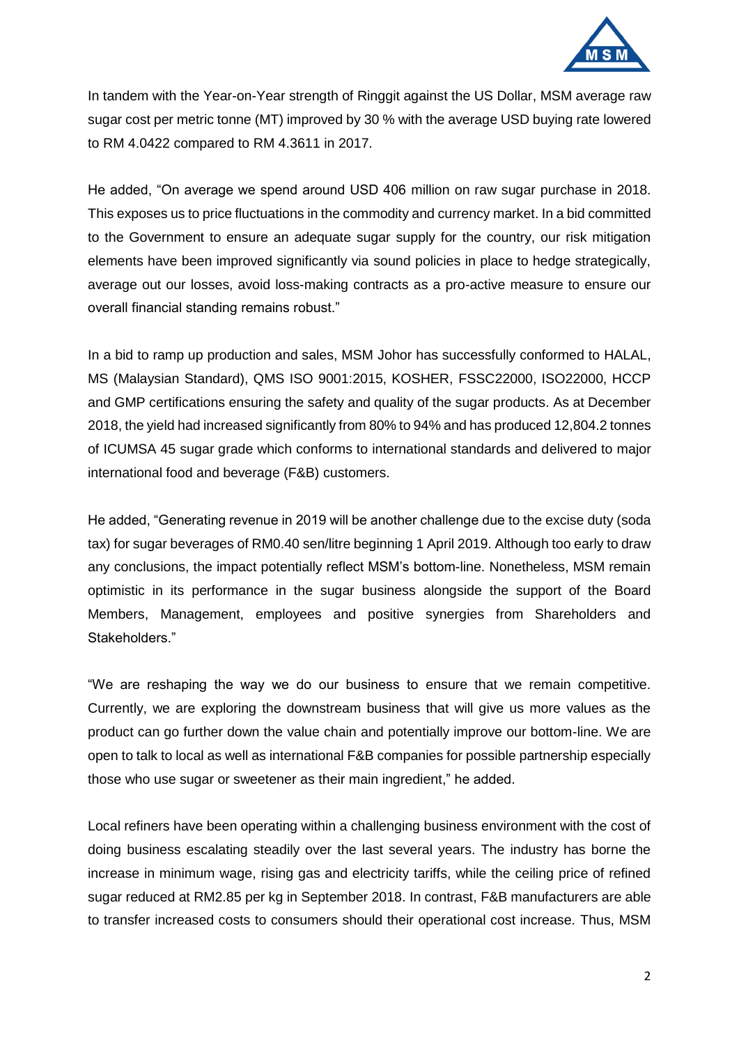In tandem with the Year-on-Year strength of Ringgit against the US Dollar, MSM average raw sugar cost per metric tonne (MT) improved by 30 % with the average USD buying rate lowered to RM 4.0422 compared to RM 4.3611 in 2017.

He added, "On average we spend around USD 406 million on raw sugar purchase in 2018. This exposes us to price fluctuations in the commodity and currency market. In a bid committed to the Government to ensure an adequate sugar supply for the country, our risk mitigation elements have been improved significantly via sound policies in place to hedge strategically, average out our losses, avoid loss-making contracts as a pro-active measure to ensure our overall financial standing remains robust."

In a bid to ramp up production and sales, MSM Johor has successfully conformed to HALAL, MS (Malaysian Standard), QMS ISO 9001:2015, KOSHER, FSSC22000, ISO22000, HCCP and GMP certifications ensuring the safety and quality of the sugar products. As at December 2018, the yield had increased significantly from 80% to 94% and has produced 12,804.2 tonnes of ICUMSA 45 sugar grade which conforms to international standards and delivered to major international food and beverage (F&B) customers.

He added, "Generating revenue in 2019 will be another challenge due to the excise duty (soda tax) for sugar beverages of RM0.40 sen/litre beginning 1 April 2019. Although too early to draw any conclusions, the impact potentially reflect MSM's bottom-line. Nonetheless, MSM remain optimistic in its performance in the sugar business alongside the support of the Board Members, Management, employees and positive synergies from Shareholders and Stakeholders."

"We are reshaping the way we do our business to ensure that we remain competitive. Currently, we are exploring the downstream business that will give us more values as the product can go further down the value chain and potentially improve our bottom-line. We are open to talk to local as well as international F&B companies for possible partnership especially those who use sugar or sweetener as their main ingredient," he added.

Local refiners have been operating within a challenging business environment with the cost of doing business escalating steadily over the last several years. The industry has borne the increase in minimum wage, rising gas and electricity tariffs, while the ceiling price of refined sugar reduced at RM2.85 per kg in September 2018. In contrast, F&B manufacturers are able to transfer increased costs to consumers should their operational cost increase. Thus, MSM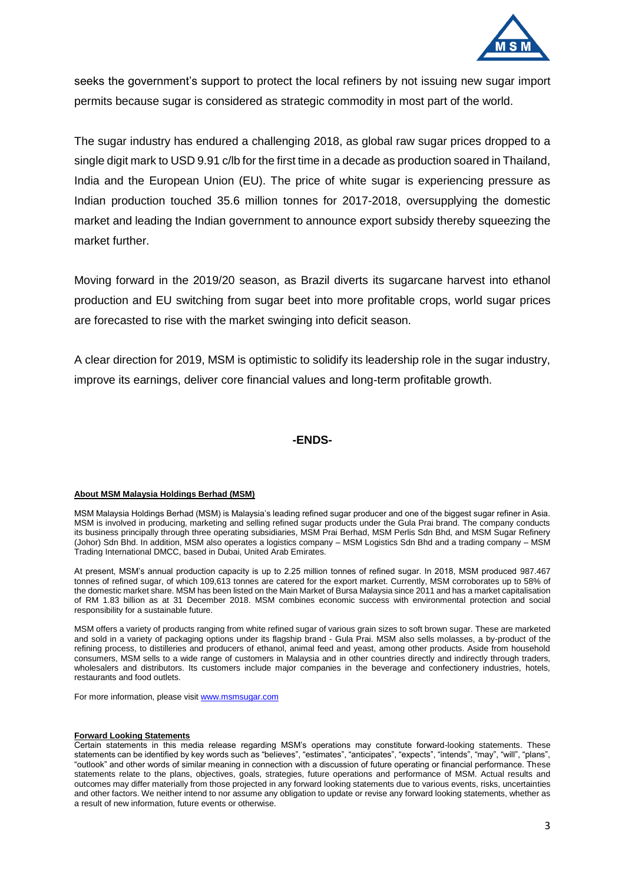seeks the government's support to protect the local refiners by not issuing new sugar import permits because sugar is considered as strategic commodity in most part of the world.

The sugar industry has endured a challenging 2018, as global raw sugar prices dropped to a single digit mark to USD 9.91 c/lb for the first time in a decade as production soared in Thailand, India and the European Union (EU). The price of white sugar is experiencing pressure as Indian production touched 35.6 million tonnes for 2017-2018, oversupplying the domestic market and leading the Indian government to announce export subsidy thereby squeezing the market further.

Moving forward in the 2019/20 season, as Brazil diverts its sugarcane harvest into ethanol production and EU switching from sugar beet into more profitable crops, world sugar prices are forecasted to rise with the market swinging into deficit season.

A clear direction for 2019, MSM is optimistic to solidify its leadership role in the sugar industry, improve its earnings, deliver core financial values and long-term profitable growth.

**-ENDS-**

**About MSM Malaysia Holdings Berhad (MSM)**

MSM Malaysia Holdings Berhad (MSM) is Malaysia's leading refined sugar producer and one of the biggest sugar refiner in Asia. MSM is involved in producing, marketing and selling refined sugar products under the Gula Prai brand. The company conducts its business principally through three operating subsidiaries, MSM Prai Berhad, MSM Perlis Sdn Bhd, and MSM Sugar Refinery (Johor) Sdn Bhd. In addition, MSM also operates a logistics company – MSM Logistics Sdn Bhd and a trading company – MSM Trading International DMCC, based in Dubai, United Arab Emirates.

At present, MSM's annual production capacity is up to 2.25 million tonnes of refined sugar. In 2018, MSM produced 987.467 tonnes of refined sugar, of which 109,613 tonnes are catered for the export market. Currently, MSM corroborates up to 58% of the domestic market share. MSM has been listed on the Main Market of Bursa Malaysia since 2011 and has a market capitalisation of RM 1.83 billion as at 31 December 2018. MSM combines economic success with environmental protection and social responsibility for a sustainable future.

MSM offers a variety of products ranging from white refined sugar of various grain sizes to soft brown sugar. These are marketed and sold in a variety of packaging options under its flagship brand - Gula Prai. MSM also sells molasses, a by-product of the refining process, to distilleries and producers of ethanol, animal feed and yeast, among other products. Aside from household consumers, MSM sells to a wide range of customers in Malaysia and in other countries directly and indirectly through traders, wholesalers and distributors. Its customers include major companies in the beverage and confectionery industries, hotels, restaurants and food outlets.

For more information, please visit www.msmsugar.com

**Forward Looking Statements**

Certain statements in this media release regarding MSM's operations may constitute forward-looking statements. These statements can be identified by key words such as "believes", "estimates", "anticipates", "expects", "intends", "may", "will", "plans", "outlook" and other words of similar meaning in connection with a discussion of future operating or financial performance. These statements relate to the plans, objectives, goals, strategies, future operations and performance of MSM. Actual results and outcomes may differ materially from those projected in any forward looking statements due to various events, risks, uncertainties and other factors. We neither intend to nor assume any obligation to update or revise any forward looking statements, whether as a result of new information, future events or otherwise.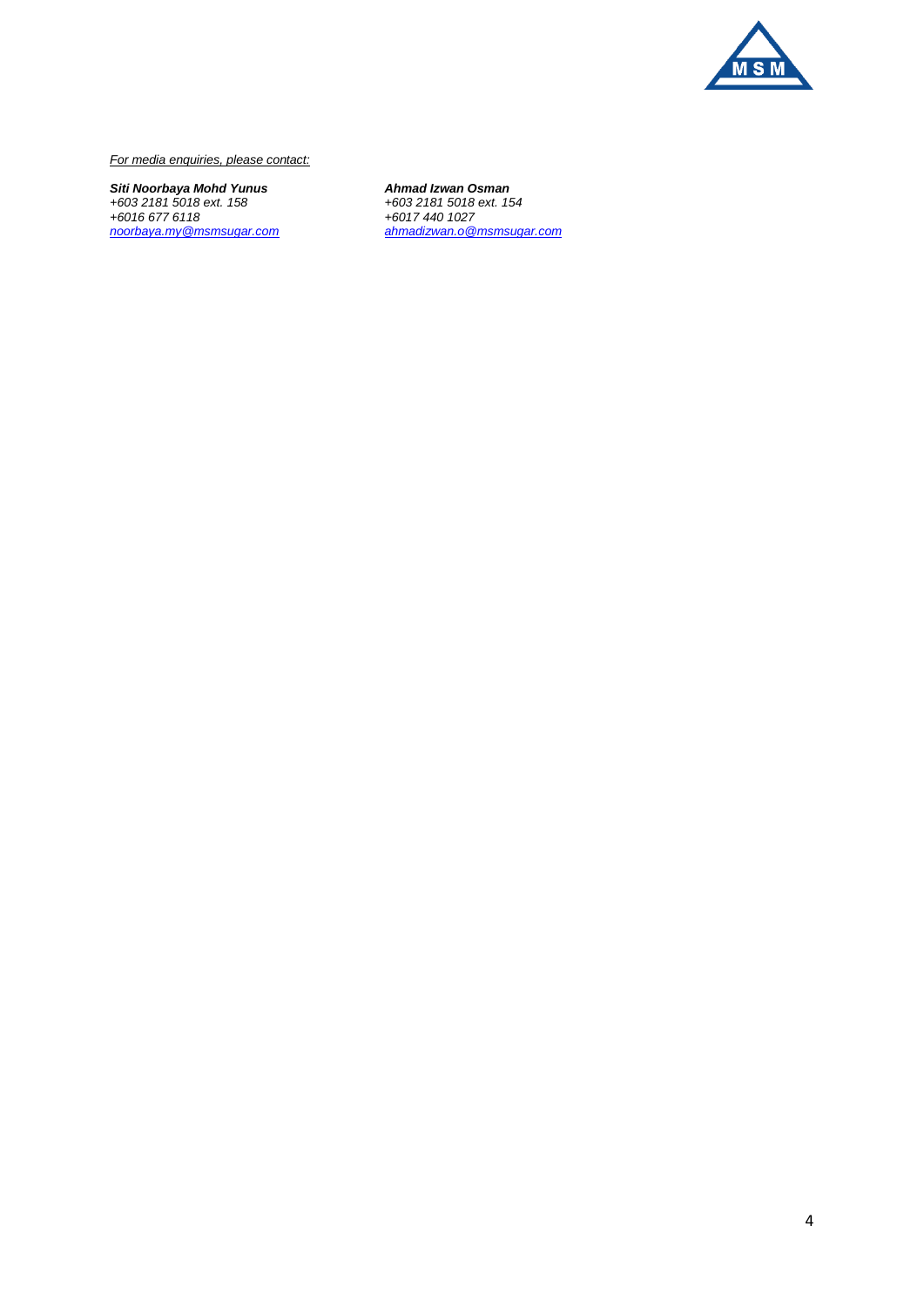*For media enquiries, please contact:*

***Siti Noorbaya Mohd Yunus***
*+603 2181 5018 ext. 158*
*+6016 677 6118*
*noorbaya.my@msmsugar.com*

***Ahmad Izwan Osman***
*+603 2181 5018 ext. 154*
*+6017 440 1027*
*ahmadizwan.o@msmsugar.com*